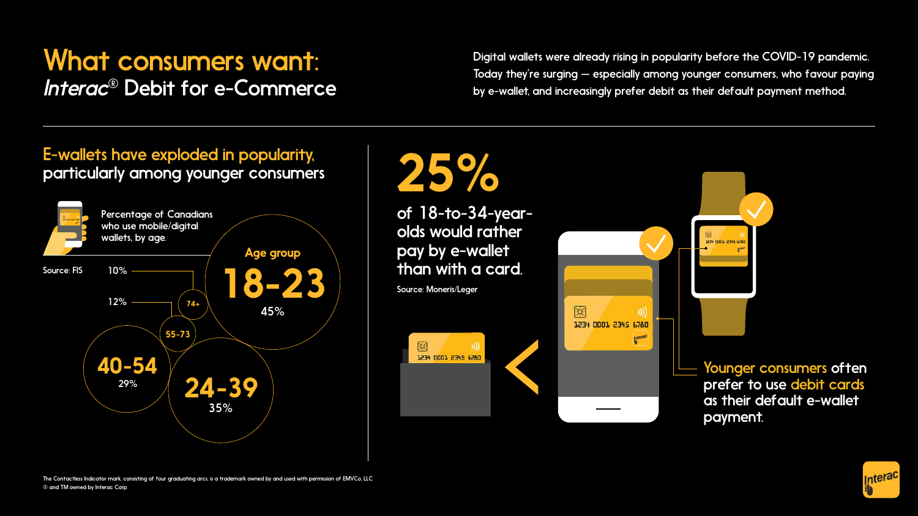# What consumers want: *Interac*® Debit for e-Commerce

Digital wallets were already rising in popularity before the COVID-19 pandemic. Today they're surging — especially among younger consumers, who favour paying by e-wallet, and increasingly prefer debit as their default payment method.

## E-wallets have exploded in popularity, particularly among younger consumers

Percentage of Canadians who use mobile/digital wallets, by age.

Source: FIS

| Age group | Percentage |
| --- | --- |
| 18-23 | 45% |
| 24-39 | 35% |
| 40-54 | 29% |
| 55-73 | 12% |
| 74+ | 10% |

## 25%

of 18-to-34-year-olds would rather pay by e-wallet than with a card.

Source: Moneris/Leger

Younger consumers often prefer to use debit cards as their default e-wallet payment.

The Contactless Indicator mark, consisting of four graduating arcs, is a trademark owned by and used with permission of EMVCo, LLC

® and TM owned by Interac Corp.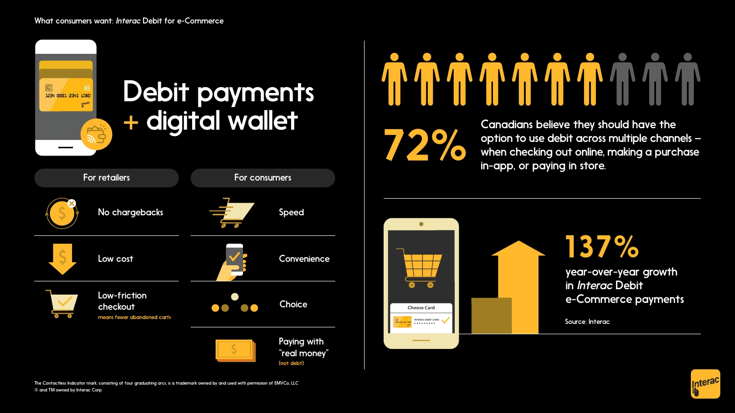What consumers want: *Interac* Debit for e-Commerce

# Debit payments + digital wallet

| For retailers | For consumers |
| --- | --- |
| No chargebacks | Speed |
| Low cost | Convenience |
| Low-friction checkout<br>means fewer abandoned carts | Choice |
| | Paying with "real money" (not debt) |

**72%**

Canadians believe they should have the option to use debit across multiple channels – when checking out online, making a purchase in-app, or paying in store.

**137%**

year-over-year growth in *Interac* Debit e-Commerce payments

Source: Interac

The Contactless Indicator mark, consisting of four graduating arcs, is a trademark owned by and used with permission of EMVCo, LLC
® and TM owned by Interac Corp.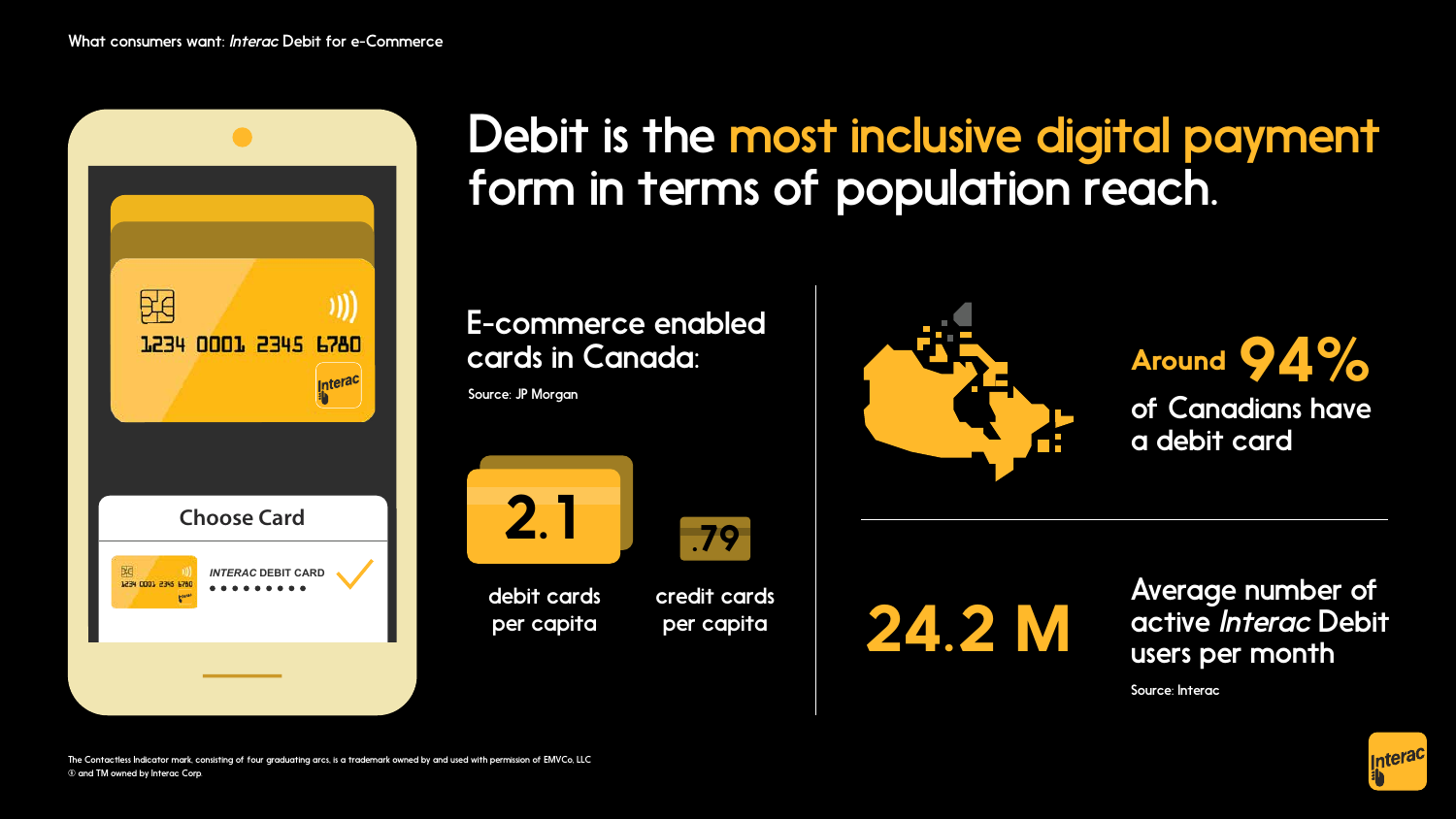What consumers want: *Interac* Debit for e-Commerce

# Debit is the most inclusive digital payment form in terms of population reach.

## E-commerce enabled cards in Canada:

Source: JP Morgan

**2.1**

debit cards per capita

**.79**

credit cards per capita

Around **94%** of Canadians have a debit card

**24.2 M**

Average number of active *Interac* Debit users per month

Source: Interac

The Contactless Indicator mark, consisting of four graduating arcs, is a trademark owned by and used with permission of EMVCo, LLC
® and TM owned by Interac Corp.